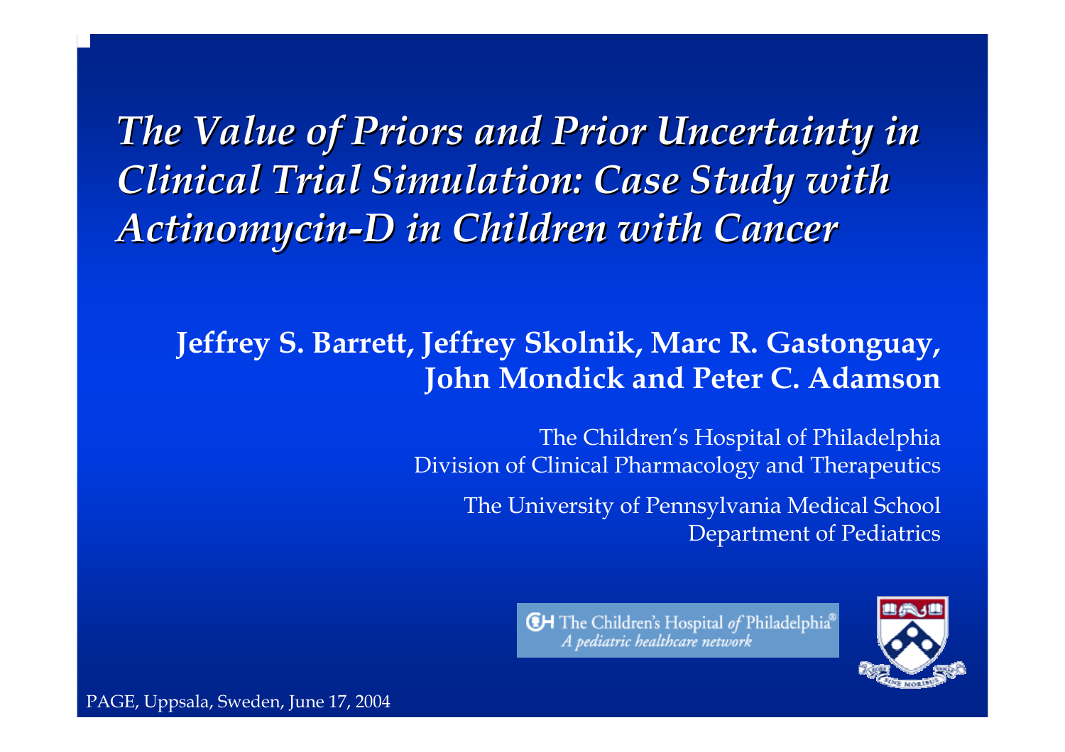# *The Value of Priors and Prior Uncertainty in Clinical Trial Simulation: Case Study with Actinomycin-D in Children with Cancer*

**Jeffrey S. Barrett, Jeffrey Skolnik, Marc R. Gastonguay, John Mondick and Peter C. Adamson**

The Children's Hospital of Philadelphia
Division of Clinical Pharmacology and Therapeutics

The University of Pennsylvania Medical School
Department of Pediatrics

The Children's Hospital *of* Philadelphia®
*A pediatric healthcare network*

PAGE, Uppsala, Sweden, June 17, 2004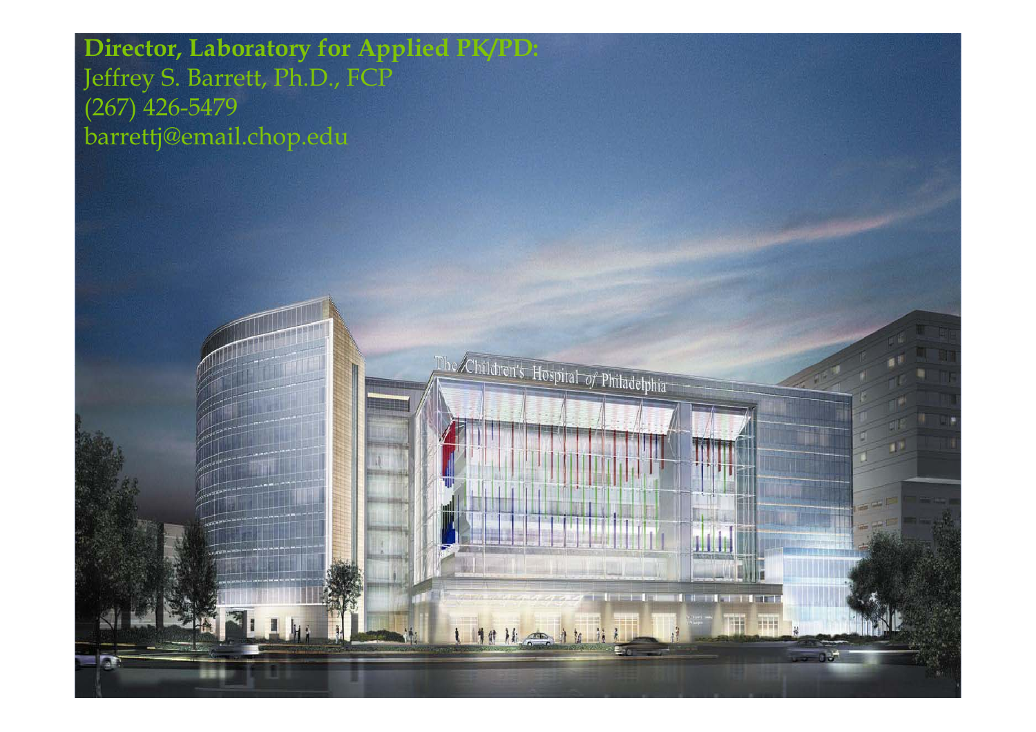**Director, Laboratory for Applied PK/PD:**
Jeffrey S. Barrett, Ph.D., FCP
(267) 426-5479
barrettj@email.chop.edu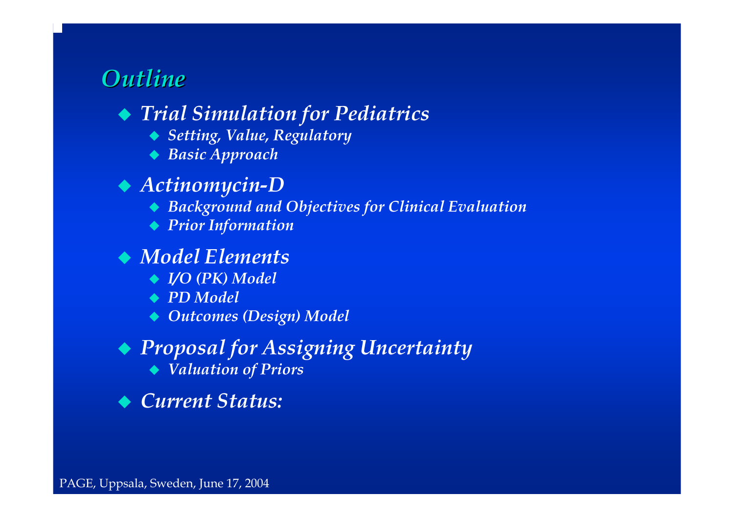## *Outline*

- ***Trial Simulation for Pediatrics***
  - ***Setting, Value, Regulatory***
  - ***Basic Approach***
- ***Actinomycin-D***
  - ***Background and Objectives for Clinical Evaluation***
  - ***Prior Information***
- ***Model Elements***
  - ***I/O (PK) Model***
  - ***PD Model***
  - ***Outcomes (Design) Model***
- ***Proposal for Assigning Uncertainty***
  - ***Valuation of Priors***
- ***Current Status:***

PAGE, Uppsala, Sweden, June 17, 2004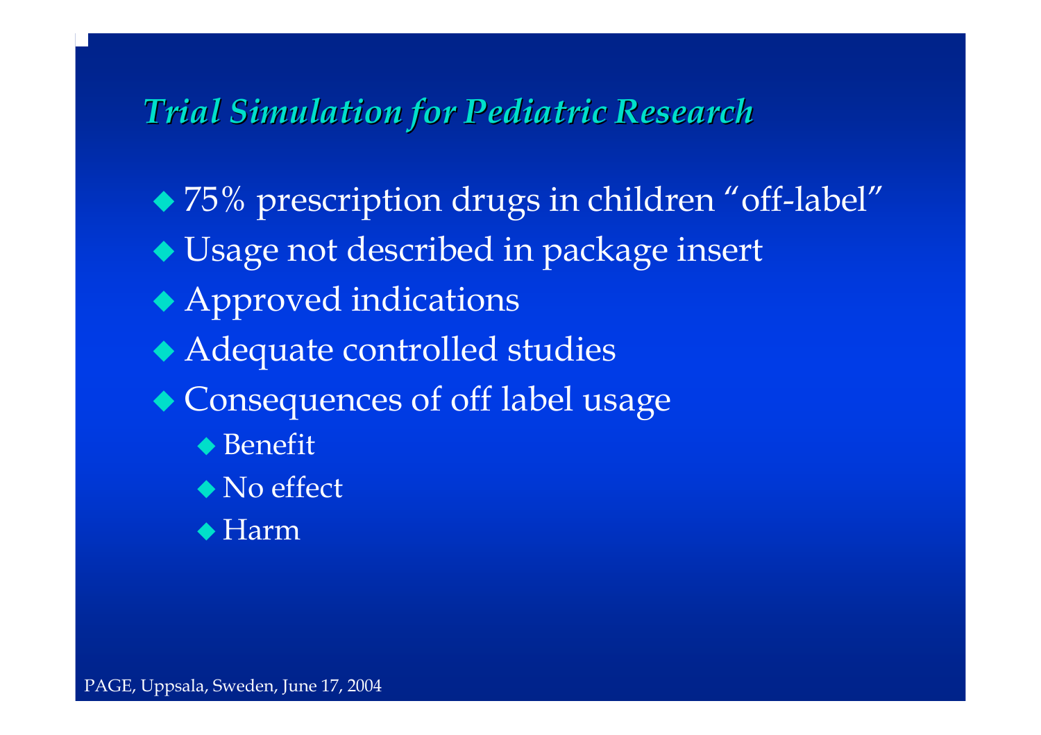## *Trial Simulation for Pediatric Research*

- 75% prescription drugs in children “off-label”
- Usage not described in package insert
- Approved indications
- Adequate controlled studies
- Consequences of off label usage
  - Benefit
  - No effect
  - Harm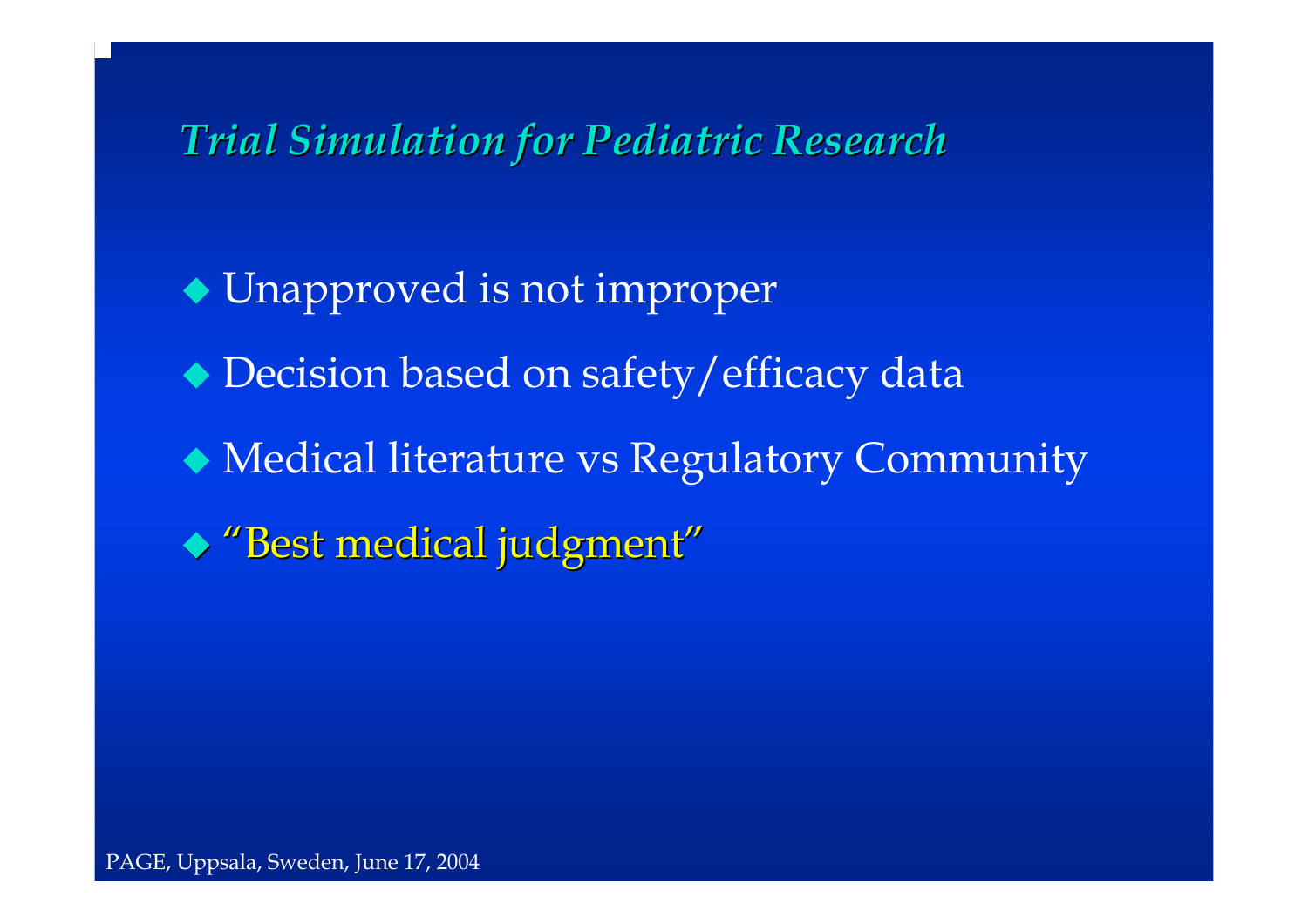## *Trial Simulation for Pediatric Research*

- Unapproved is not improper
- Decision based on safety/efficacy data
- Medical literature vs Regulatory Community
- "Best medical judgment"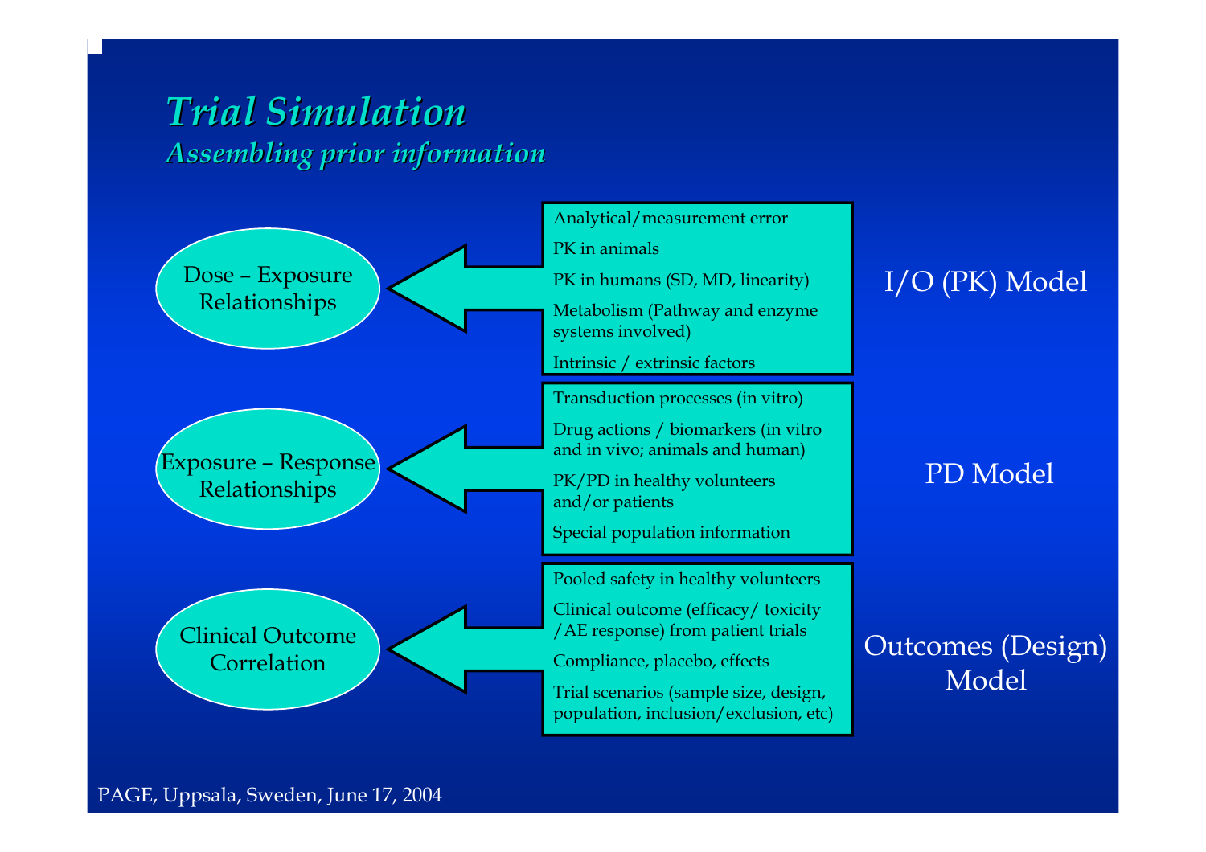# Trial Simulation

## *Assembling prior information*

### Dose – Exposure Relationships — I/O (PK) Model

- Analytical/measurement error
- PK in animals
- PK in humans (SD, MD, linearity)
- Metabolism (Pathway and enzyme systems involved)
- Intrinsic / extrinsic factors

### Exposure – Response Relationships — PD Model

- Transduction processes (in vitro)
- Drug actions / biomarkers (in vitro and in vivo; animals and human)
- PK/PD in healthy volunteers and/or patients
- Special population information

### Clinical Outcome Correlation — Outcomes (Design) Model

- Pooled safety in healthy volunteers
- Clinical outcome (efficacy/ toxicity /AE response) from patient trials
- Compliance, placebo, effects
- Trial scenarios (sample size, design, population, inclusion/exclusion, etc)

PAGE, Uppsala, Sweden, June 17, 2004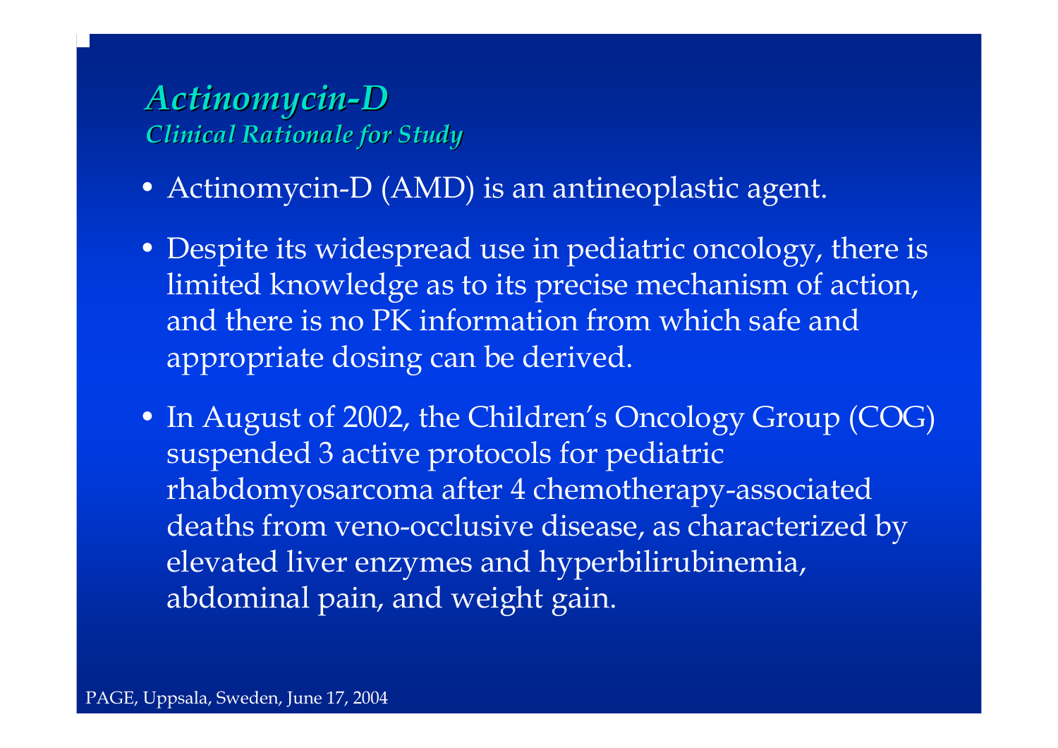## *Actinomycin-D*

### *Clinical Rationale for Study*

- Actinomycin-D (AMD) is an antineoplastic agent.
- Despite its widespread use in pediatric oncology, there is limited knowledge as to its precise mechanism of action, and there is no PK information from which safe and appropriate dosing can be derived.
- In August of 2002, the Children's Oncology Group (COG) suspended 3 active protocols for pediatric rhabdomyosarcoma after 4 chemotherapy-associated deaths from veno-occlusive disease, as characterized by elevated liver enzymes and hyperbilirubinemia, abdominal pain, and weight gain.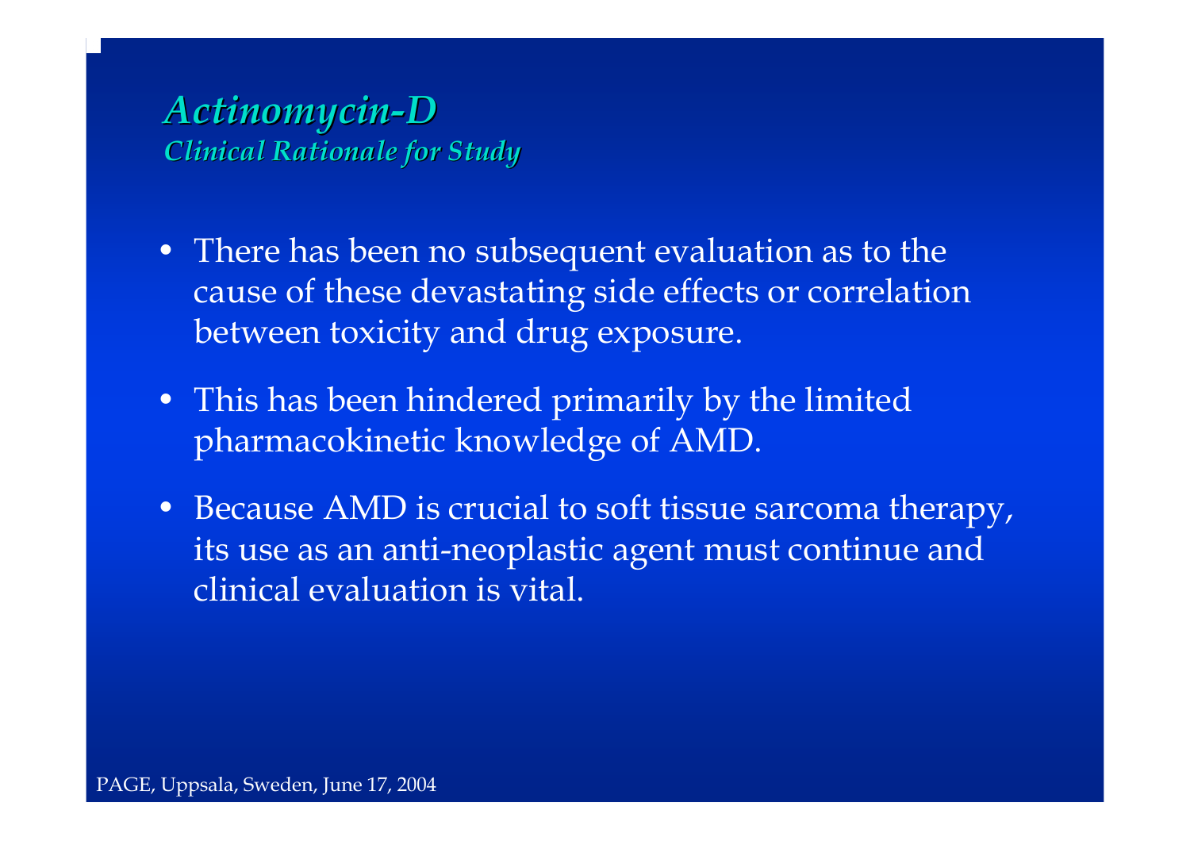## *Actinomycin-D*

### *Clinical Rationale for Study*

- There has been no subsequent evaluation as to the cause of these devastating side effects or correlation between toxicity and drug exposure.
- This has been hindered primarily by the limited pharmacokinetic knowledge of AMD.
- Because AMD is crucial to soft tissue sarcoma therapy, its use as an anti-neoplastic agent must continue and clinical evaluation is vital.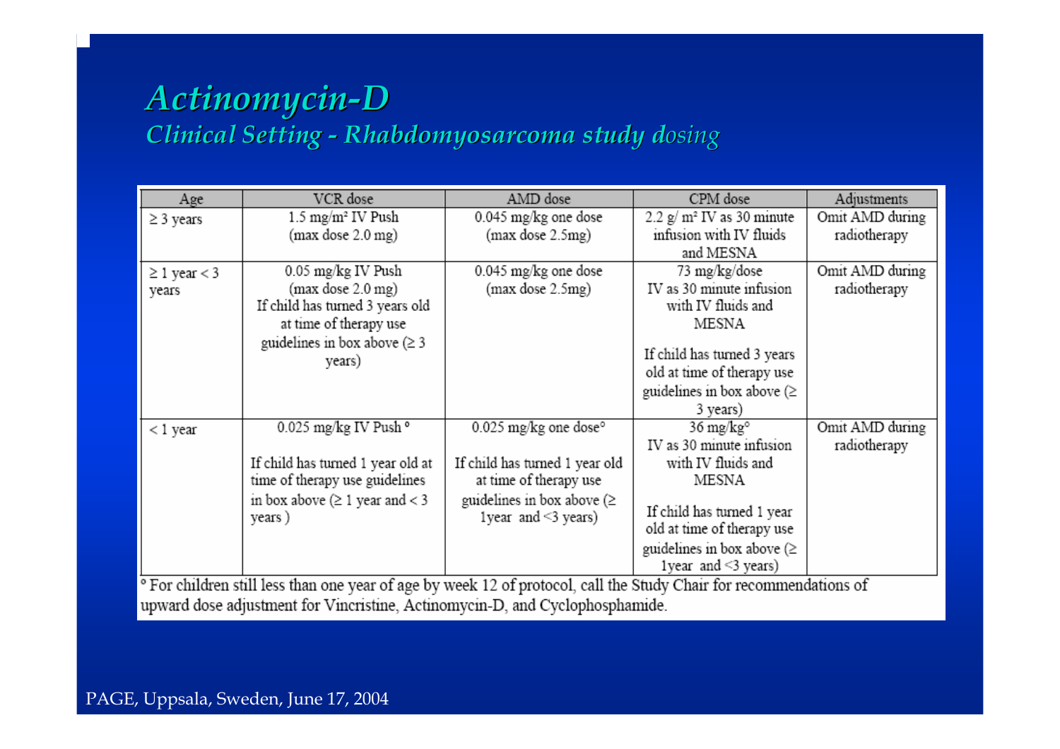# *Actinomycin-D*

## *Clinical Setting - Rhabdomyosarcoma study dosing*

| Age | VCR dose | AMD dose | CPM dose | Adjustments |
|---|---|---|---|---|
| ≥ 3 years | 1.5 mg/m² IV Push (max dose 2.0 mg) | 0.045 mg/kg one dose (max dose 2.5mg) | 2.2 g/ m² IV as 30 minute infusion with IV fluids and MESNA | Omit AMD during radiotherapy |
| ≥ 1 year < 3 years | 0.05 mg/kg IV Push (max dose 2.0 mg) If child has turned 3 years old at time of therapy use guidelines in box above (≥ 3 years) | 0.045 mg/kg one dose (max dose 2.5mg) | 73 mg/kg/dose IV as 30 minute infusion with IV fluids and MESNA<br><br>If child has turned 3 years old at time of therapy use guidelines in box above (≥ 3 years) | Omit AMD during radiotherapy |
| < 1 year | 0.025 mg/kg IV Push °<br><br>If child has turned 1 year old at time of therapy use guidelines in box above (≥ 1 year and < 3 years ) | 0.025 mg/kg one dose°<br><br>If child has turned 1 year old at time of therapy use guidelines in box above (≥ 1year and <3 years) | 36 mg/kg° IV as 30 minute infusion with IV fluids and MESNA<br><br>If child has turned 1 year old at time of therapy use guidelines in box above (≥ 1year and <3 years) | Omit AMD during radiotherapy |

° For children still less than one year of age by week 12 of protocol, call the Study Chair for recommendations of upward dose adjustment for Vincristine, Actinomycin-D, and Cyclophosphamide.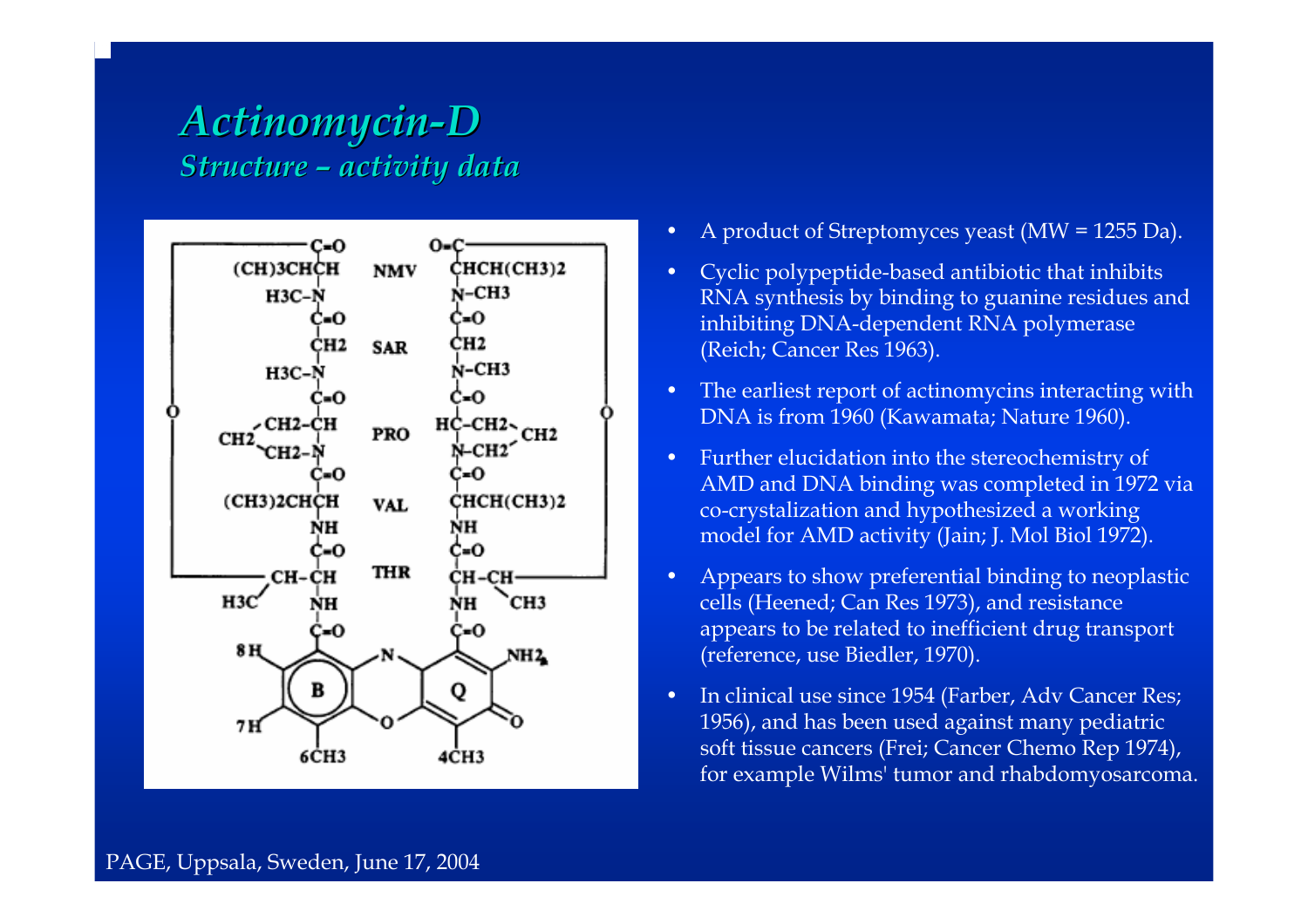# *Actinomycin-D*

## *Structure – activity data*

- A product of Streptomyces yeast (MW = 1255 Da).
- Cyclic polypeptide-based antibiotic that inhibits RNA synthesis by binding to guanine residues and inhibiting DNA-dependent RNA polymerase (Reich; Cancer Res 1963).
- The earliest report of actinomycins interacting with DNA is from 1960 (Kawamata; Nature 1960).
- Further elucidation into the stereochemistry of AMD and DNA binding was completed in 1972 via co-crystalization and hypothesized a working model for AMD activity (Jain; J. Mol Biol 1972).
- Appears to show preferential binding to neoplastic cells (Heened; Can Res 1973), and resistance appears to be related to inefficient drug transport (reference, use Biedler, 1970).
- In clinical use since 1954 (Farber, Adv Cancer Res; 1956), and has been used against many pediatric soft tissue cancers (Frei; Cancer Chemo Rep 1974), for example Wilms' tumor and rhabdomyosarcoma.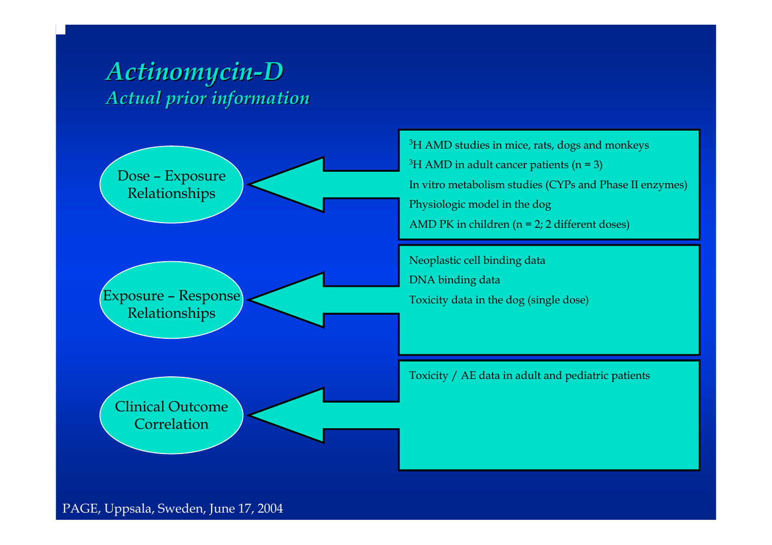# Actinomycin-D

## Actual prior information

**Dose – Exposure Relationships**

- $^{3}H$ AMD studies in mice, rats, dogs and monkeys
- $^{3}H$ AMD in adult cancer patients (n = 3)
- In vitro metabolism studies (CYPs and Phase II enzymes)
- Physiologic model in the dog
- AMD PK in children (n = 2; 2 different doses)

**Exposure – Response Relationships**

- Neoplastic cell binding data
- DNA binding data
- Toxicity data in the dog (single dose)

**Clinical Outcome Correlation**

- Toxicity / AE data in adult and pediatric patients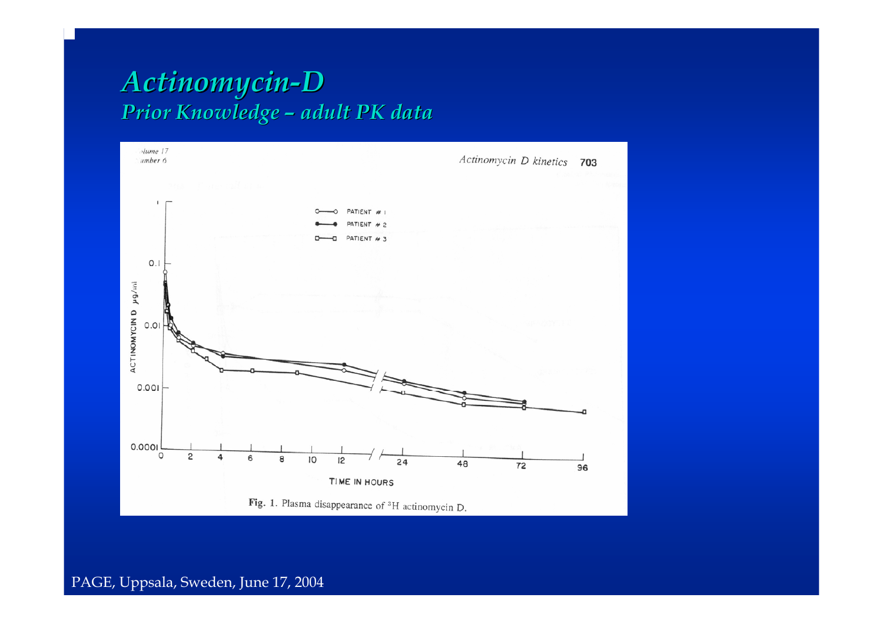# Actinomycin-D

## Prior Knowledge – adult PK data

Fig. 1. Plasma disappearance of $^{3}H$ actinomycin D.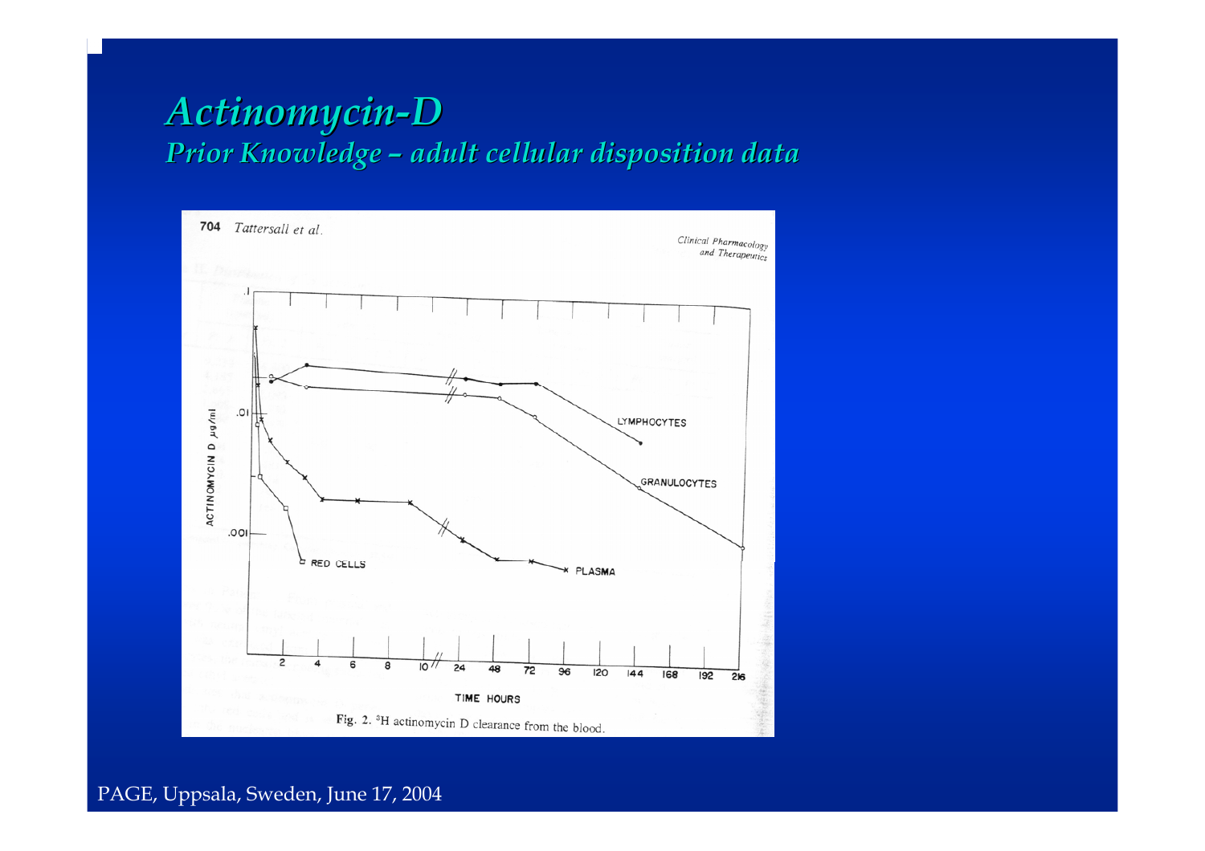# *Actinomycin-D*

## *Prior Knowledge – adult cellular disposition data*

704 Tattersall et al.

Clinical Pharmacology and Therapeutics

Fig. 2. $^{3}H$ actinomycin D clearance from the blood.

PAGE, Uppsala, Sweden, June 17, 2004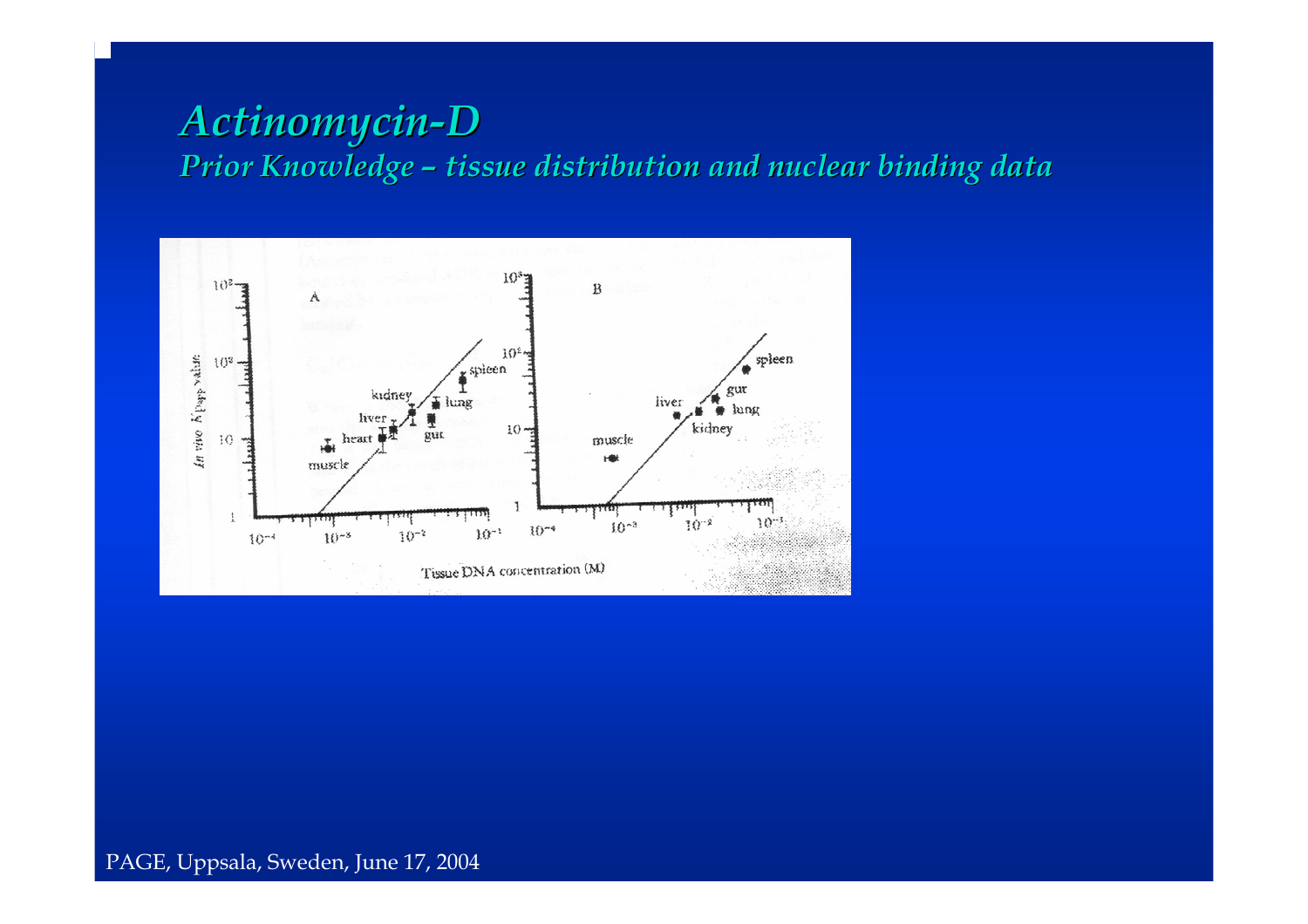# *Actinomycin-D*

## *Prior Knowledge – tissue distribution and nuclear binding data*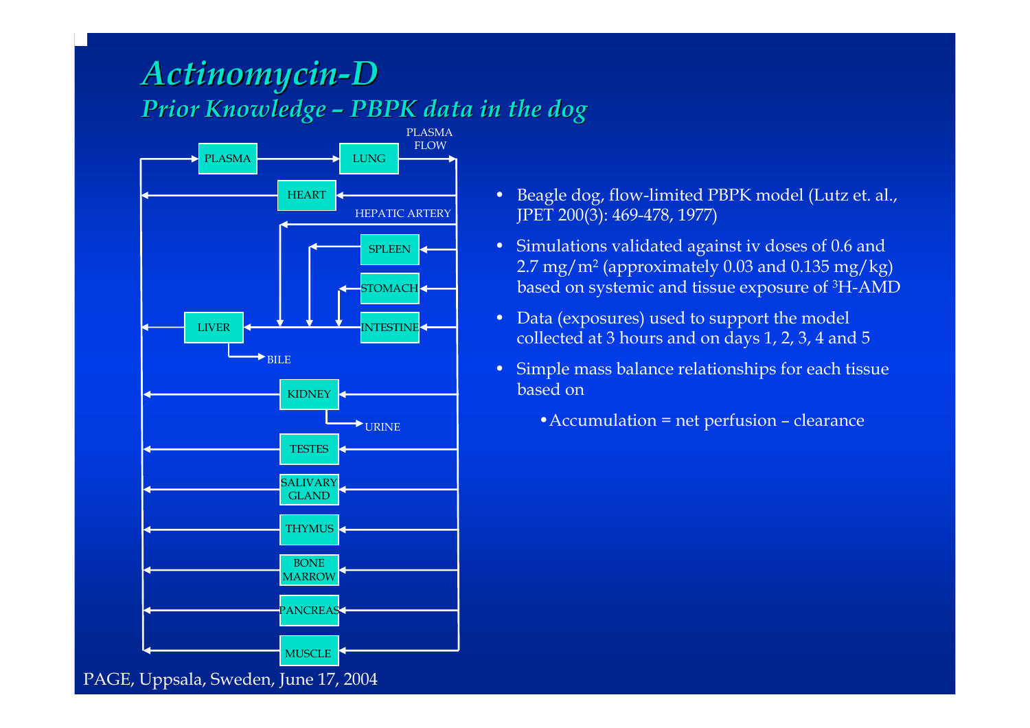# *Actinomycin-D*

## *Prior Knowledge – PBPK data in the dog*

PLASMA FLOW

PLASMA

LUNG

HEART

HEPATIC ARTERY

SPLEEN

STOMACH

LIVER

INTESTINE

BILE

KIDNEY

URINE

TESTES

SALIVARY GLAND

THYMUS

BONE MARROW

PANCREAS

MUSCLE

- Beagle dog, flow-limited PBPK model (Lutz et. al., JPET 200(3): 469-478, 1977)
- Simulations validated against iv doses of 0.6 and 2.7 mg/m$^2$ (approximately 0.03 and 0.135 mg/kg) based on systemic and tissue exposure of $^3$H-AMD
- Data (exposures) used to support the model collected at 3 hours and on days 1, 2, 3, 4 and 5
- Simple mass balance relationships for each tissue based on
  - Accumulation = net perfusion – clearance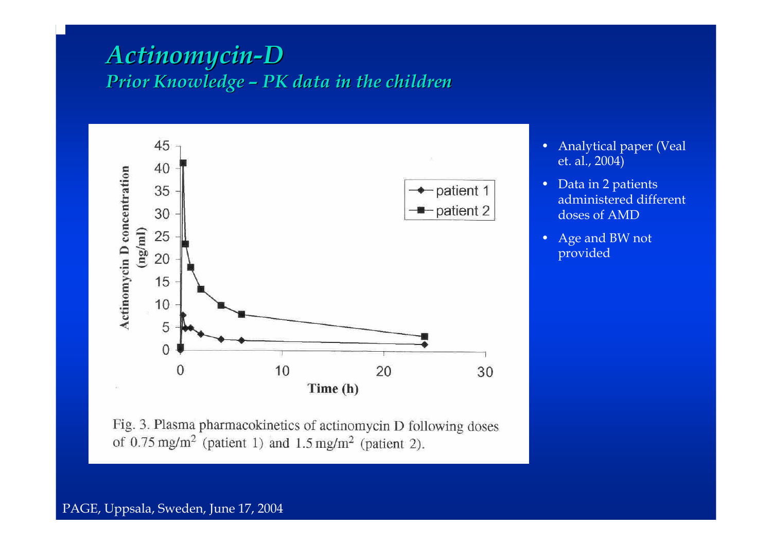# *Actinomycin-D*

## *Prior Knowledge – PK data in the children*

Fig. 3. Plasma pharmacokinetics of actinomycin D following doses of 0.75 mg/m$^2$ (patient 1) and 1.5 mg/m$^2$ (patient 2).

- Analytical paper (Veal et. al., 2004)
- Data in 2 patients administered different doses of AMD
- Age and BW not provided

PAGE, Uppsala, Sweden, June 17, 2004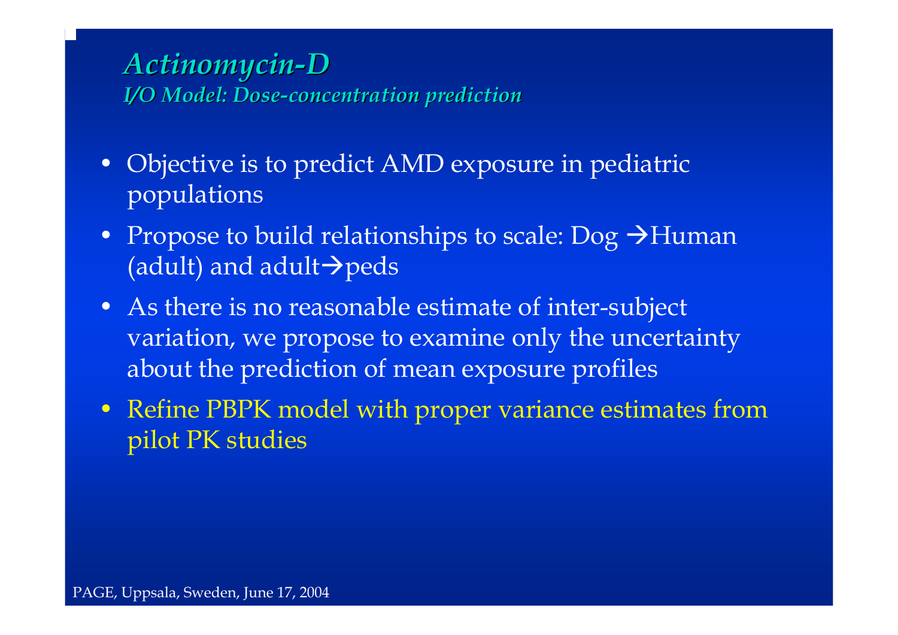## *Actinomycin-D*

### *I/O Model: Dose-concentration prediction*

- Objective is to predict AMD exposure in pediatric populations
- Propose to build relationships to scale: Dog →Human (adult) and adult→peds
- As there is no reasonable estimate of inter-subject variation, we propose to examine only the uncertainty about the prediction of mean exposure profiles
- Refine PBPK model with proper variance estimates from pilot PK studies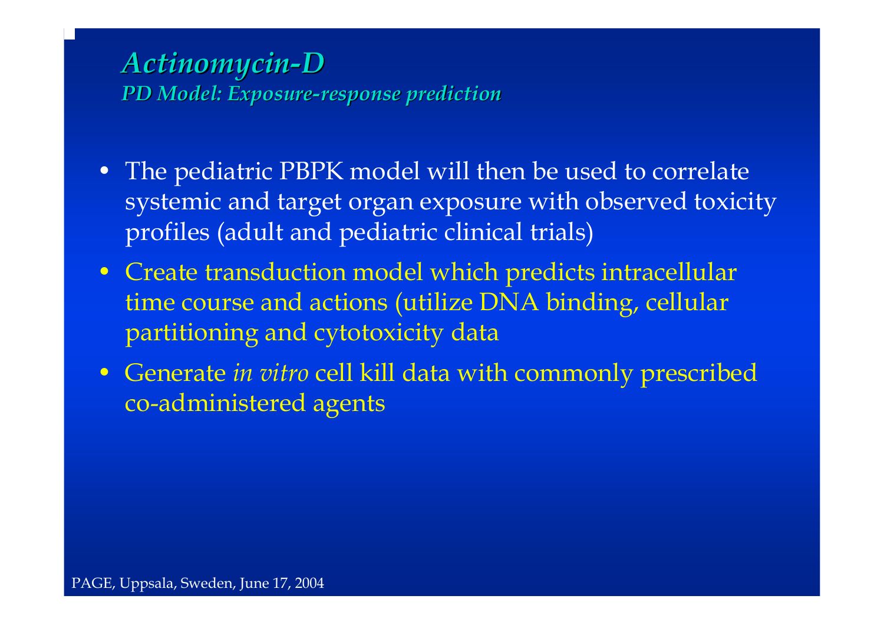# *Actinomycin-D*

## *PD Model: Exposure-response prediction*

- The pediatric PBPK model will then be used to correlate systemic and target organ exposure with observed toxicity profiles (adult and pediatric clinical trials)
- Create transduction model which predicts intracellular time course and actions (utilize DNA binding, cellular partitioning and cytotoxicity data
- Generate *in vitro* cell kill data with commonly prescribed co-administered agents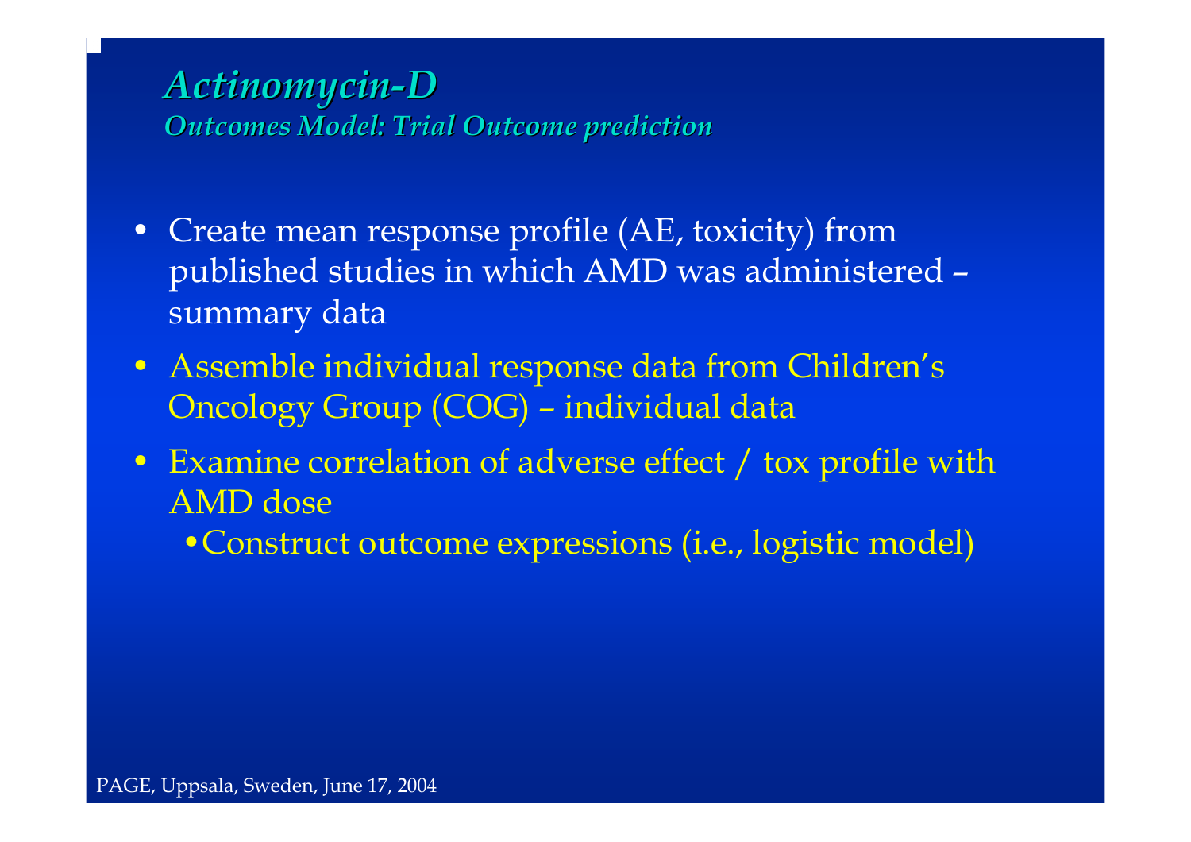# *Actinomycin-D*

## *Outcomes Model: Trial Outcome prediction*

- Create mean response profile (AE, toxicity) from published studies in which AMD was administered – summary data
- Assemble individual response data from Children's Oncology Group (COG) – individual data
- Examine correlation of adverse effect / tox profile with AMD dose
    - Construct outcome expressions (i.e., logistic model)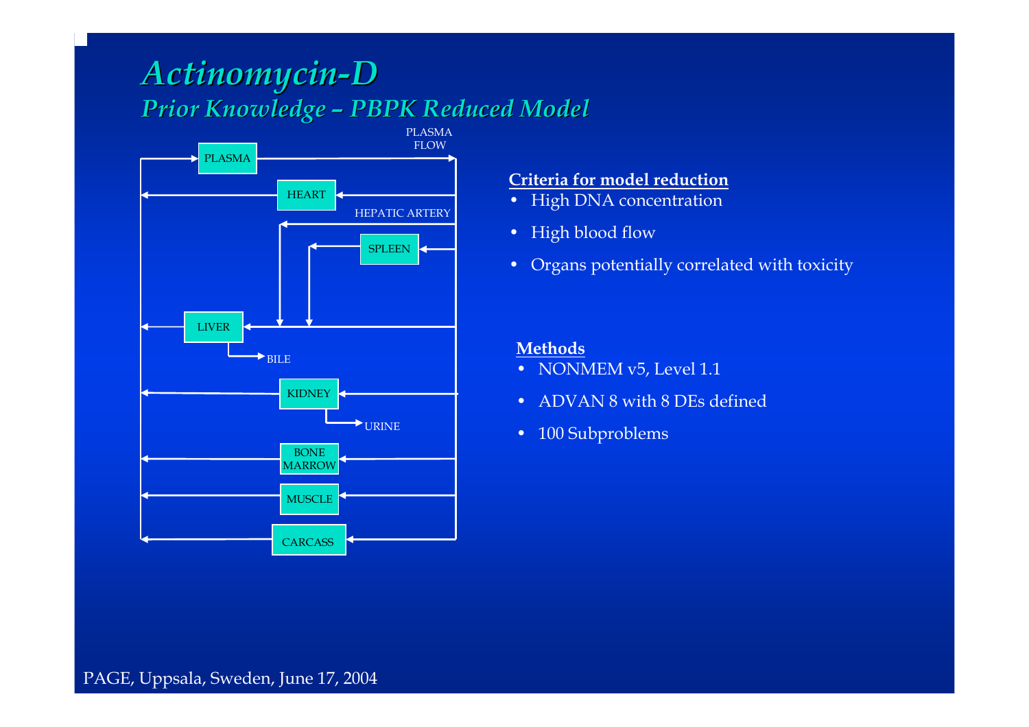# Actinomycin-D

## Prior Knowledge – PBPK Reduced Model

PLASMA FLOW

PLASMA

HEART

HEPATIC ARTERY

SPLEEN

LIVER

BILE

KIDNEY

URINE

BONE MARROW

MUSCLE

CARCASS

**Criteria for model reduction**

- High DNA concentration
- High blood flow
- Organs potentially correlated with toxicity

**Methods**

- NONMEM v5, Level 1.1
- ADVAN 8 with 8 DEs defined
- 100 Subproblems

PAGE, Uppsala, Sweden, June 17, 2004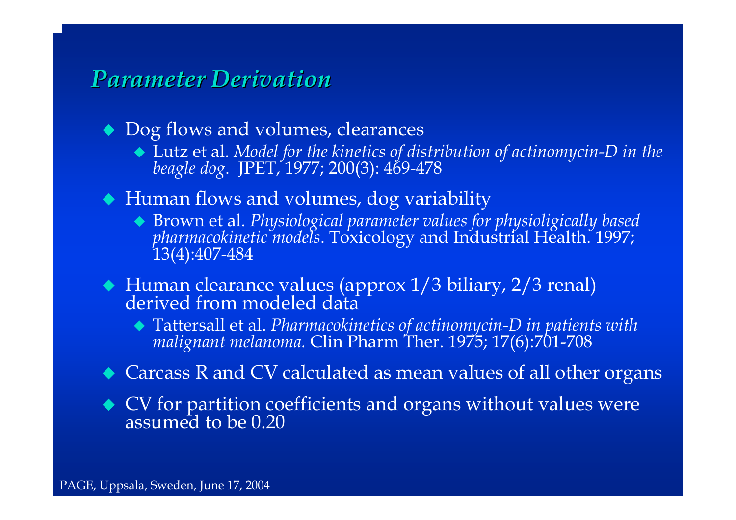## *Parameter Derivation*

- Dog flows and volumes, clearances
  - Lutz et al. *Model for the kinetics of distribution of actinomycin-D in the beagle dog*. JPET, 1977; 200(3): 469-478
- Human flows and volumes, dog variability
  - Brown et al. *Physiological parameter values for physioligically based pharmacokinetic models*. Toxicology and Industrial Health. 1997; 13(4):407-484
- Human clearance values (approx 1/3 biliary, 2/3 renal) derived from modeled data
  - Tattersall et al. *Pharmacokinetics of actinomycin-D in patients with malignant melanoma.* Clin Pharm Ther. 1975; 17(6):701-708
- Carcass R and CV calculated as mean values of all other organs
- CV for partition coefficients and organs without values were assumed to be 0.20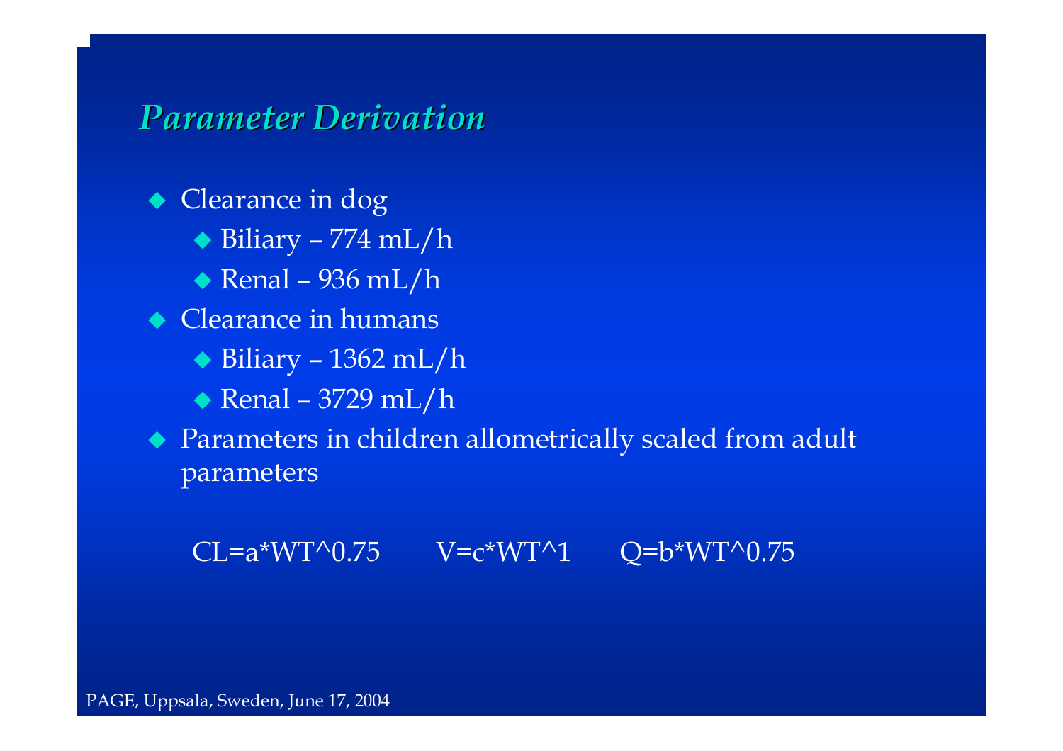## *Parameter Derivation*

- Clearance in dog
  - Biliary – 774 mL/h
  - Renal – 936 mL/h
- Clearance in humans
  - Biliary – 1362 mL/h
  - Renal – 3729 mL/h
- Parameters in children allometrically scaled from adult parameters

$$CL = a \cdot WT^{0.75} \qquad V = c \cdot WT^{1} \qquad Q = b \cdot WT^{0.75}$$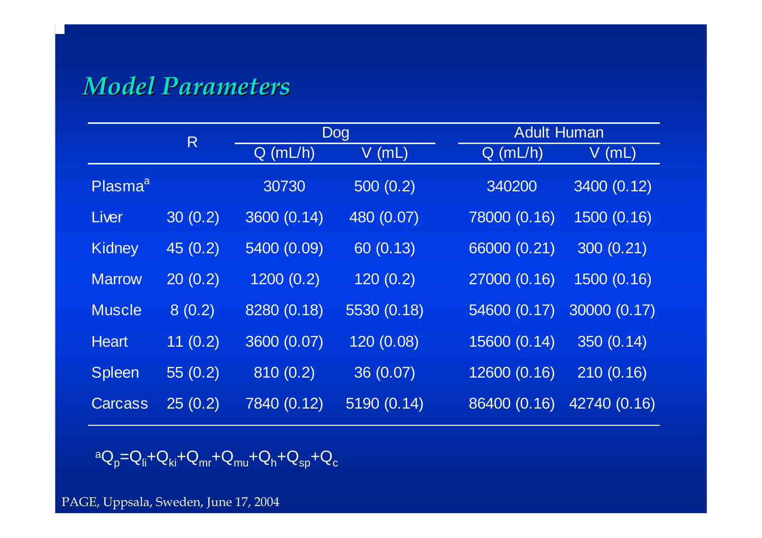## *Model Parameters*

| | R | Dog | | Adult Human | |
|---|---|---|---|---|---|
| | | Q (mL/h) | V (mL) | Q (mL/h) | V (mL) |
| Plasma[a] | | 30730 | 500 (0.2) | 340200 | 3400 (0.12) |
| Liver | 30 (0.2) | 3600 (0.14) | 480 (0.07) | 78000 (0.16) | 1500 (0.16) |
| Kidney | 45 (0.2) | 5400 (0.09) | 60 (0.13) | 66000 (0.21) | 300 (0.21) |
| Marrow | 20 (0.2) | 1200 (0.2) | 120 (0.2) | 27000 (0.16) | 1500 (0.16) |
| Muscle | 8 (0.2) | 8280 (0.18) | 5530 (0.18) | 54600 (0.17) | 30000 (0.17) |
| Heart | 11 (0.2) | 3600 (0.07) | 120 (0.08) | 15600 (0.14) | 350 (0.14) |
| Spleen | 55 (0.2) | 810 (0.2) | 36 (0.07) | 12600 (0.16) | 210 (0.16) |
| Carcass | 25 (0.2) | 7840 (0.12) | 5190 (0.14) | 86400 (0.16) | 42740 (0.16) |

[a] $Q_p = Q_{li} + Q_{ki} + Q_{mr} + Q_{mu} + Q_h + Q_{sp} + Q_c$

PAGE, Uppsala, Sweden, June 17, 2004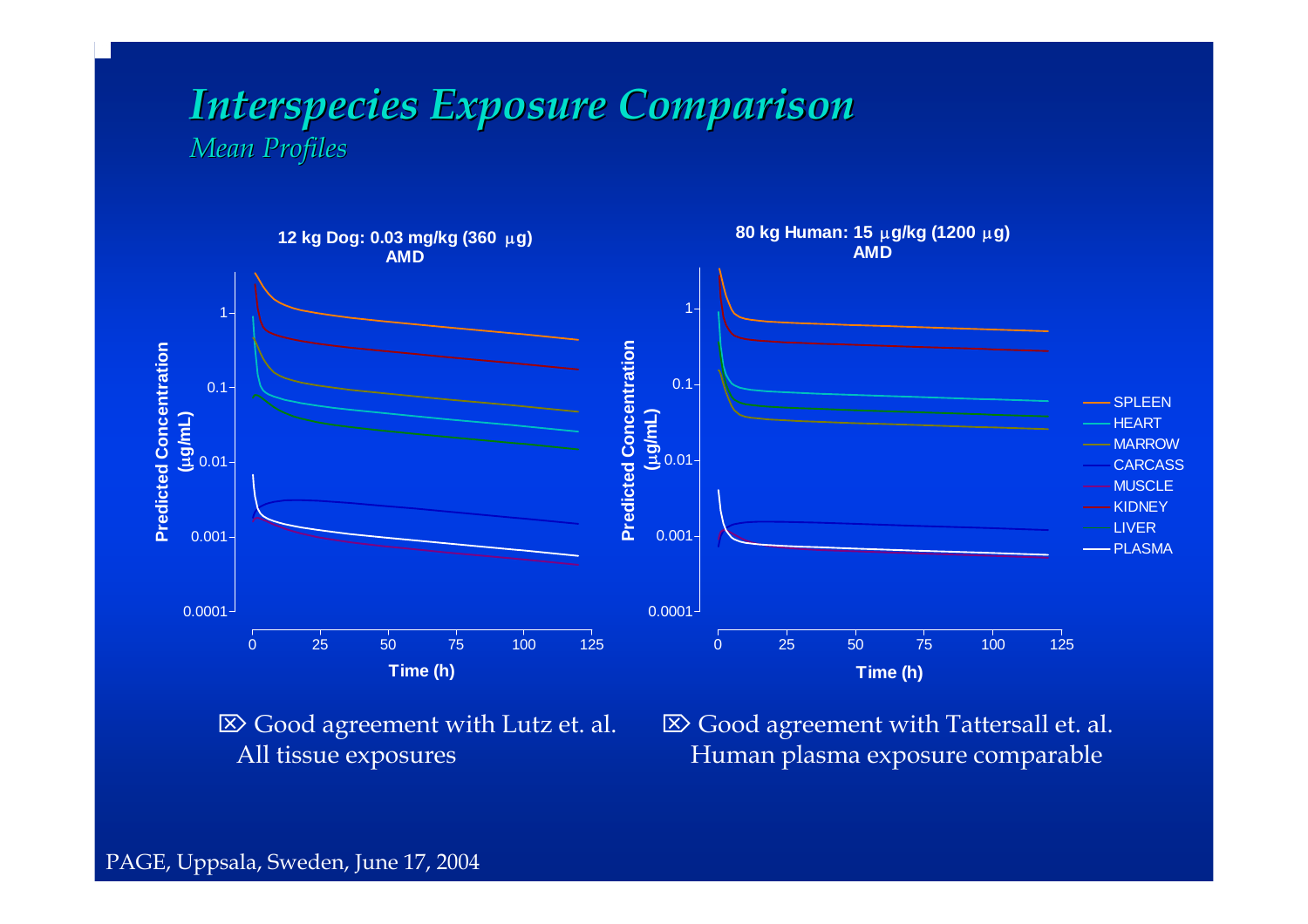# *Interspecies Exposure Comparison*

*Mean Profiles*

**12 kg Dog: 0.03 mg/kg (360 μg) AMD**

**80 kg Human: 15 μg/kg (1200 μg) AMD**

- Good agreement with Lutz et. al. All tissue exposures
- Good agreement with Tattersall et. al. Human plasma exposure comparable

PAGE, Uppsala, Sweden, June 17, 2004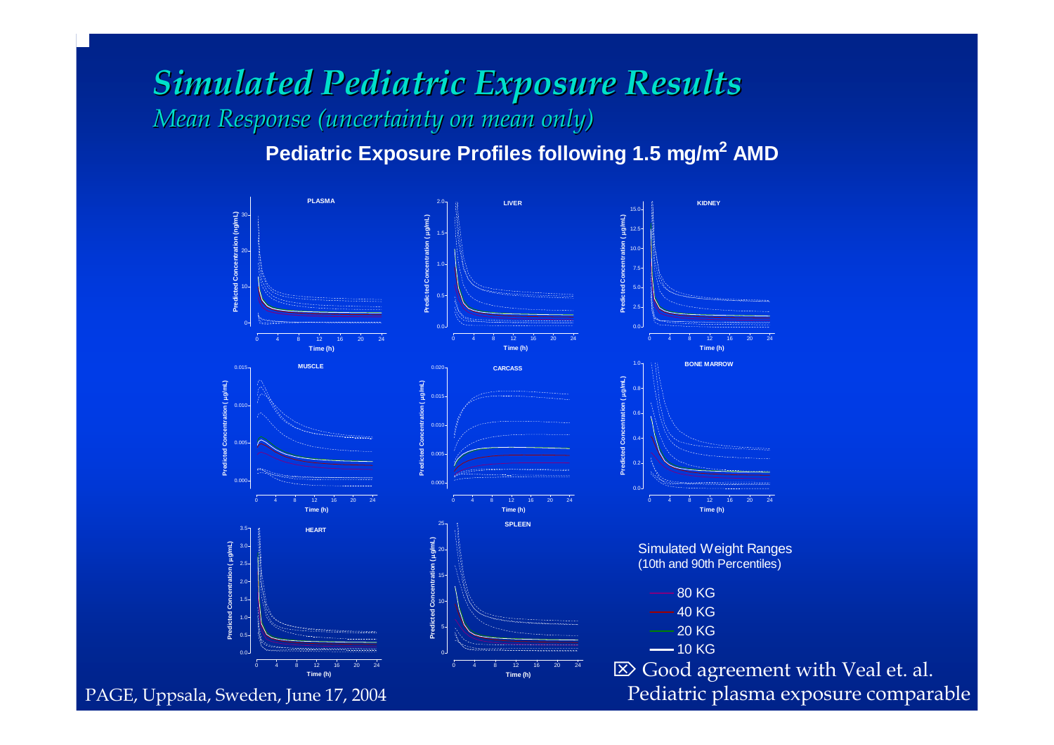# *Simulated Pediatric Exposure Results*

*Mean Response (uncertainty on mean only)*

**Pediatric Exposure Profiles following 1.5 mg/m$^2$ AMD**

Simulated Weight Ranges
(10th and 90th Percentiles)

- 80 KG
- 40 KG
- 20 KG
- 10 KG

⌧ Good agreement with Veal et. al. Pediatric plasma exposure comparable

PAGE, Uppsala, Sweden, June 17, 2004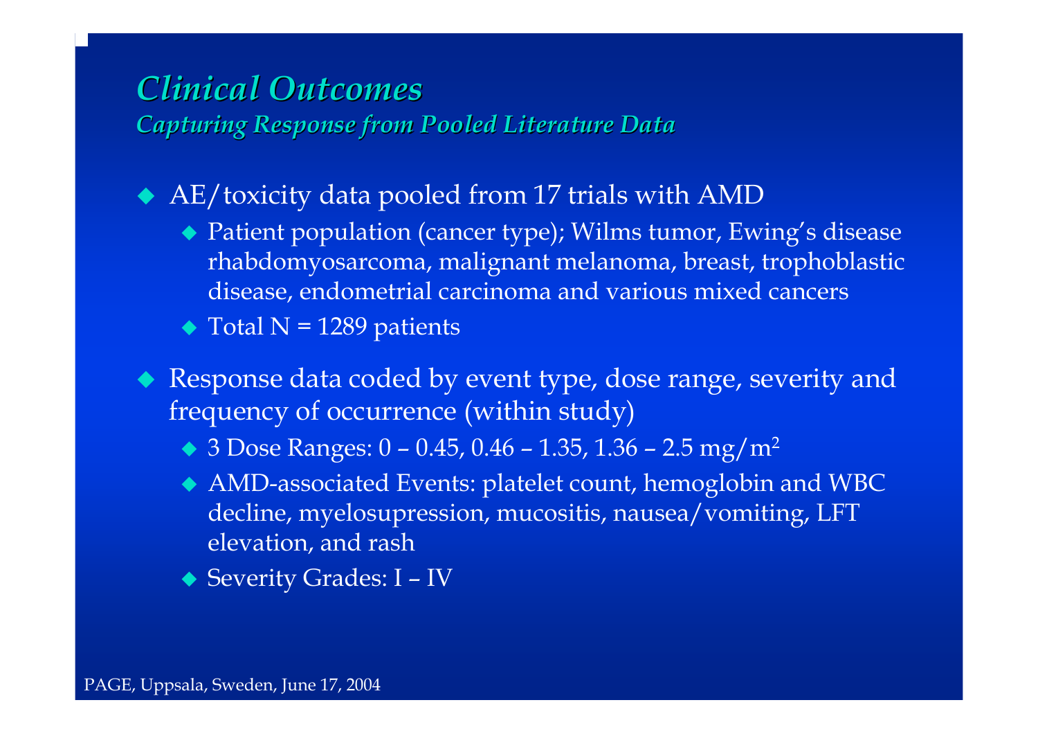# *Clinical Outcomes*

## *Capturing Response from Pooled Literature Data*

- AE/toxicity data pooled from 17 trials with AMD
  - Patient population (cancer type); Wilms tumor, Ewing's disease rhabdomyosarcoma, malignant melanoma, breast, trophoblastic disease, endometrial carcinoma and various mixed cancers
  - Total N = 1289 patients
- Response data coded by event type, dose range, severity and frequency of occurrence (within study)
  - 3 Dose Ranges: 0 – 0.45, 0.46 – 1.35, 1.36 – 2.5 $mg/m^2$
  - AMD-associated Events: platelet count, hemoglobin and WBC decline, myelosupression, mucositis, nausea/vomiting, LFT elevation, and rash
  - Severity Grades: I – IV

PAGE, Uppsala, Sweden, June 17, 2004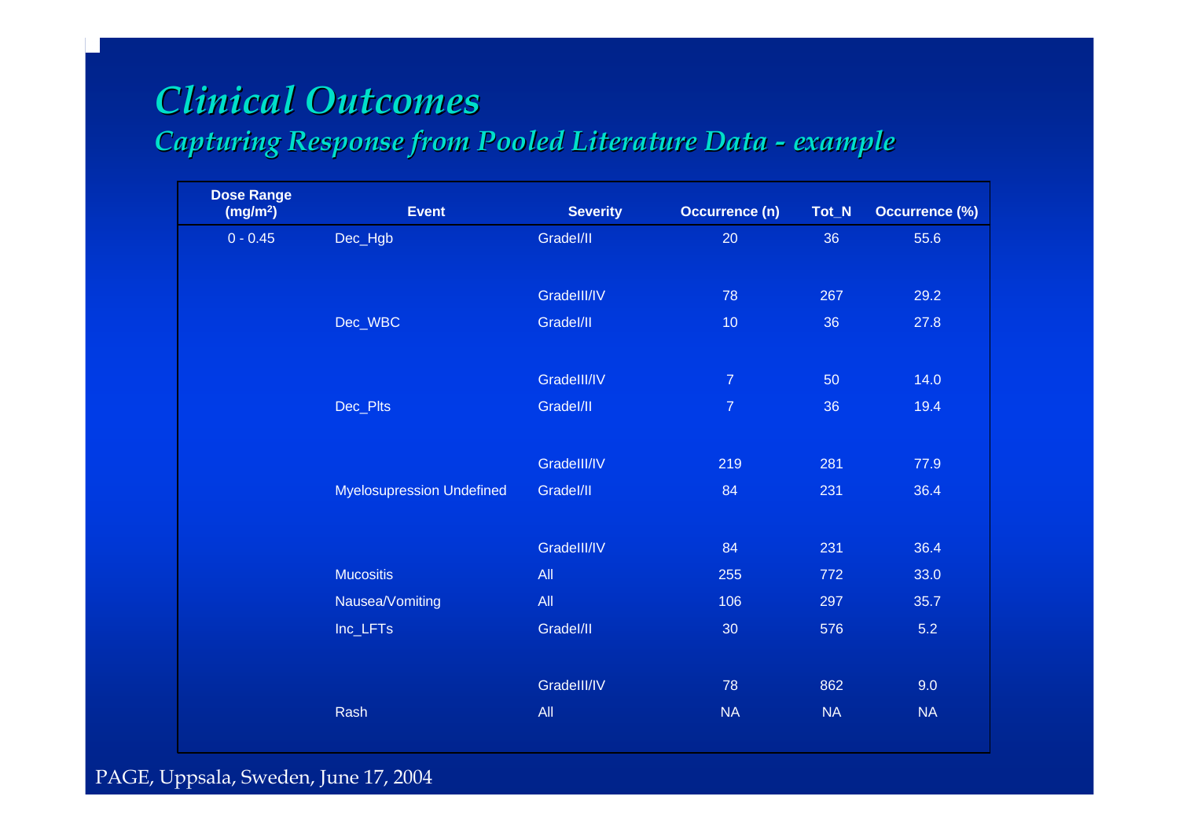# Clinical Outcomes

## *Capturing Response from Pooled Literature Data - example*

| Dose Range (mg/m$^2$) | Event | Severity | Occurrence (n) | Tot_N | Occurrence (%) |
|---|---|---|---|---|---|
| 0 - 0.45 | Dec_Hgb | GradeI/II | 20 | 36 | 55.6 |
| | | GradeIII/IV | 78 | 267 | 29.2 |
| | Dec_WBC | GradeI/II | 10 | 36 | 27.8 |
| | | GradeIII/IV | 7 | 50 | 14.0 |
| | Dec_Plts | GradeI/II | 7 | 36 | 19.4 |
| | | GradeIII/IV | 219 | 281 | 77.9 |
| | Myelosupression Undefined | GradeI/II | 84 | 231 | 36.4 |
| | | GradeIII/IV | 84 | 231 | 36.4 |
| | Mucositis | All | 255 | 772 | 33.0 |
| | Nausea/Vomiting | All | 106 | 297 | 35.7 |
| | Inc_LFTs | GradeI/II | 30 | 576 | 5.2 |
| | | GradeIII/IV | 78 | 862 | 9.0 |
| | Rash | All | NA | NA | NA |

PAGE, Uppsala, Sweden, June 17, 2004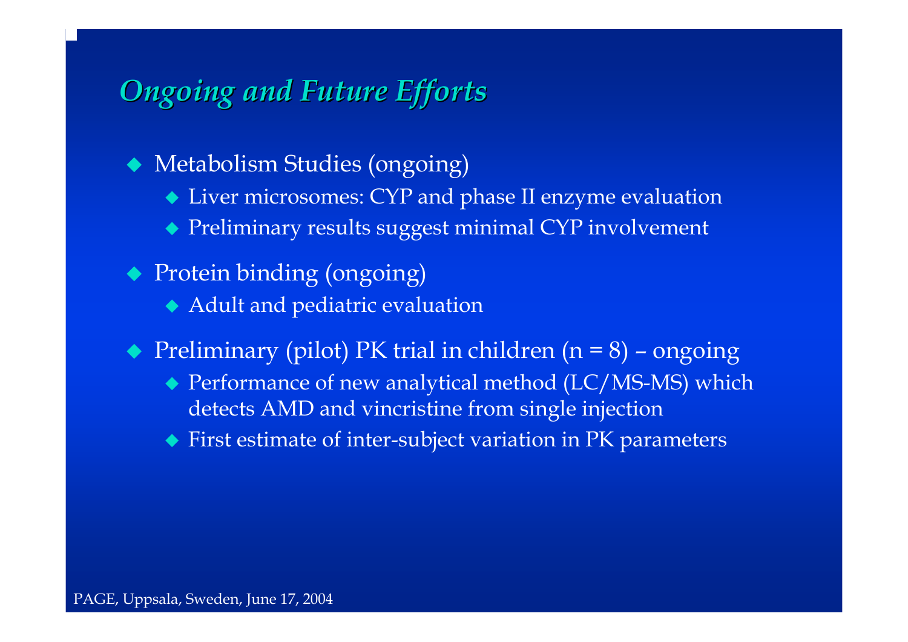## *Ongoing and Future Efforts*

- Metabolism Studies (ongoing)
  - Liver microsomes: CYP and phase II enzyme evaluation
  - Preliminary results suggest minimal CYP involvement
- Protein binding (ongoing)
  - Adult and pediatric evaluation
- Preliminary (pilot) PK trial in children (n = 8) – ongoing
  - Performance of new analytical method (LC/MS-MS) which detects AMD and vincristine from single injection
  - First estimate of inter-subject variation in PK parameters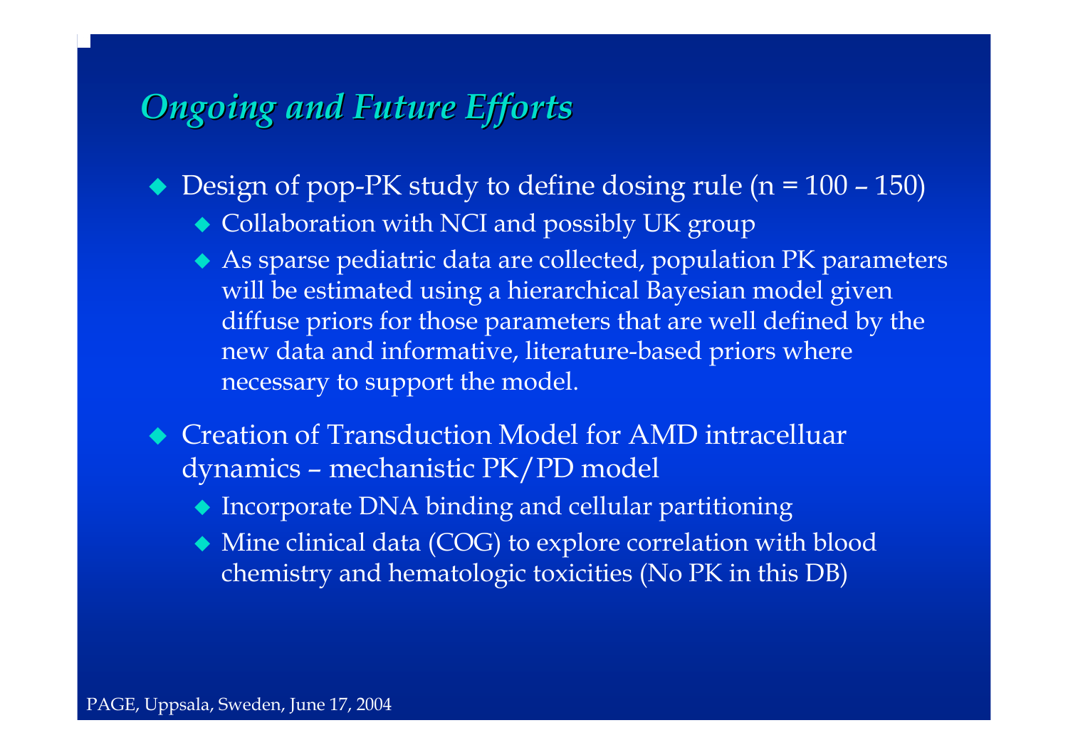## *Ongoing and Future Efforts*

- Design of pop-PK study to define dosing rule (n = 100 – 150)
  - Collaboration with NCI and possibly UK group
  - As sparse pediatric data are collected, population PK parameters will be estimated using a hierarchical Bayesian model given diffuse priors for those parameters that are well defined by the new data and informative, literature-based priors where necessary to support the model.
- Creation of Transduction Model for AMD intracelluar dynamics – mechanistic PK/PD model
  - Incorporate DNA binding and cellular partitioning
  - Mine clinical data (COG) to explore correlation with blood chemistry and hematologic toxicities (No PK in this DB)

PAGE, Uppsala, Sweden, June 17, 2004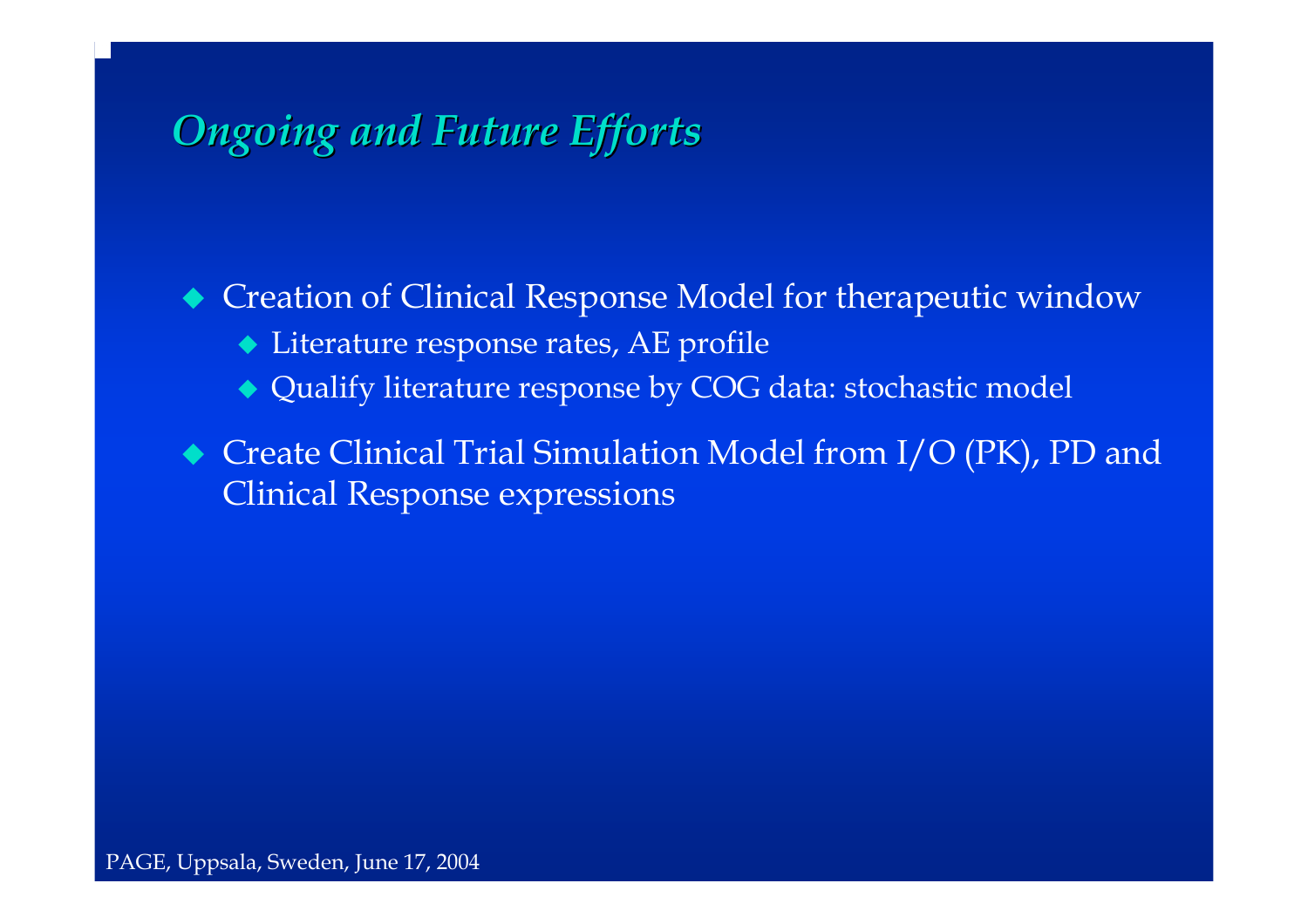## *Ongoing and Future Efforts*

- Creation of Clinical Response Model for therapeutic window
  - Literature response rates, AE profile
  - Qualify literature response by COG data: stochastic model
- Create Clinical Trial Simulation Model from I/O (PK), PD and Clinical Response expressions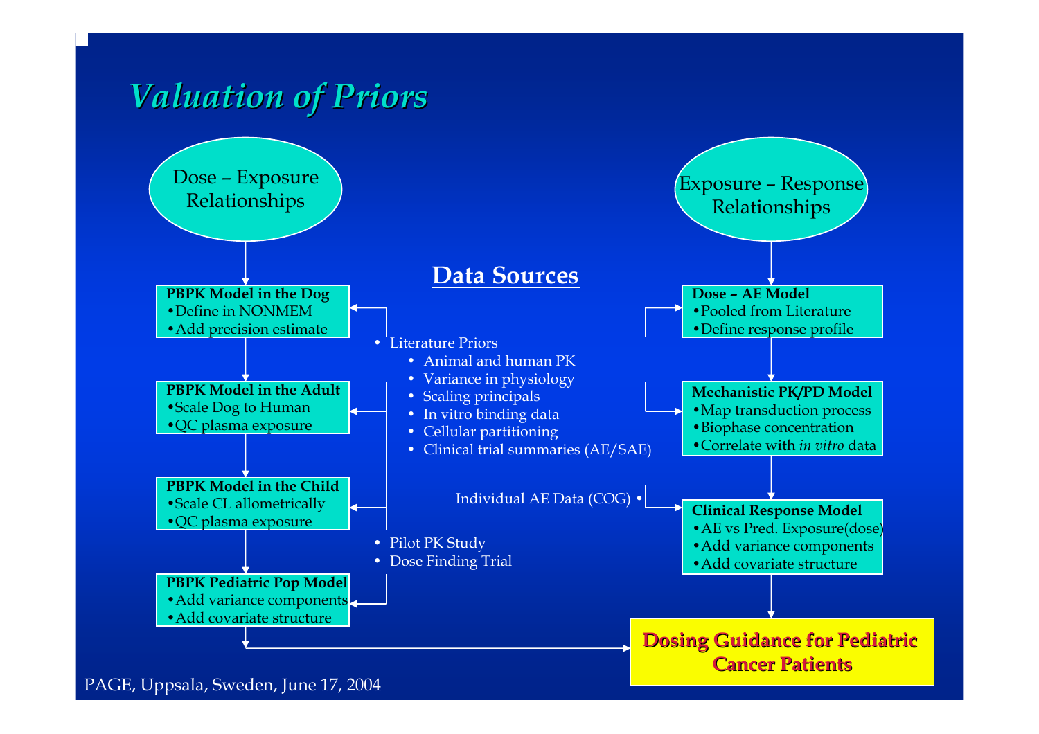# Valuation of Priors

## Dose – Exposure Relationships

**PBPK Model in the Dog**
- Define in NONMEM
- Add precision estimate

**PBPK Model in the Adult**
- Scale Dog to Human
- QC plasma exposure

**PBPK Model in the Child**
- Scale CL allometrically
- QC plasma exposure

**PBPK Pediatric Pop Model**
- Add variance components
- Add covariate structure

## Data Sources

- Literature Priors
  - Animal and human PK
  - Variance in physiology
  - Scaling principals
  - In vitro binding data
  - Cellular partitioning
  - Clinical trial summaries (AE/SAE)
- Individual AE Data (COG)
- Pilot PK Study
- Dose Finding Trial

## Exposure – Response Relationships

**Dose – AE Model**
- Pooled from Literature
- Define response profile

**Mechanistic PK/PD Model**
- Map transduction process
- Biophase concentration
- Correlate with *in vitro* data

**Clinical Response Model**
- AE vs Pred. Exposure(dose)
- Add variance components
- Add covariate structure

**Dosing Guidance for Pediatric Cancer Patients**

PAGE, Uppsala, Sweden, June 17, 2004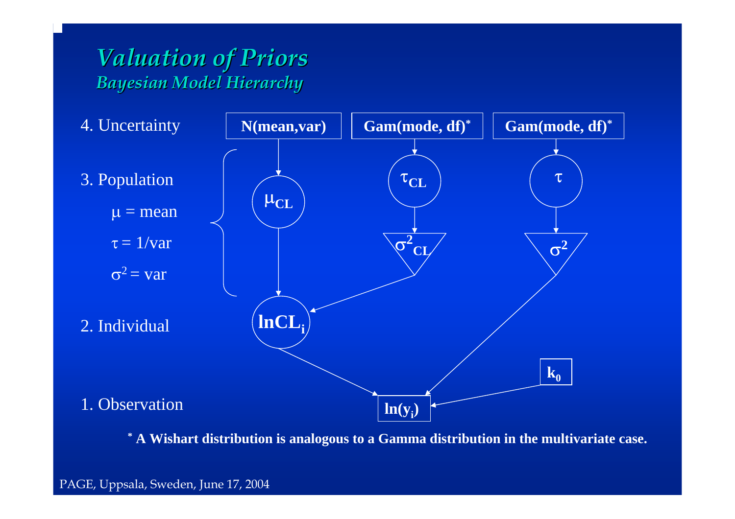# *Valuation of Priors*

## *Bayesian Model Hierarchy*

4. Uncertainty

3. Population

   $\mu$ = mean

   $\tau$ = 1/var

   $\sigma^2$ = var

2. Individual

1. Observation

**N(mean,var)** → $\mu_{CL}$ → $\ln CL_i$

**Gam(mode, df)*** → $\tau_{CL}$ → $\sigma^2_{CL}$ → $\ln CL_i$

**Gam(mode, df)*** → $\tau$ → $\sigma^2$ → $\ln(y_i)$

$\ln CL_i$ → $\ln(y_i)$

$k_0$ → $\ln(y_i)$

**\* A Wishart distribution is analogous to a Gamma distribution in the multivariate case.**

PAGE, Uppsala, Sweden, June 17, 2004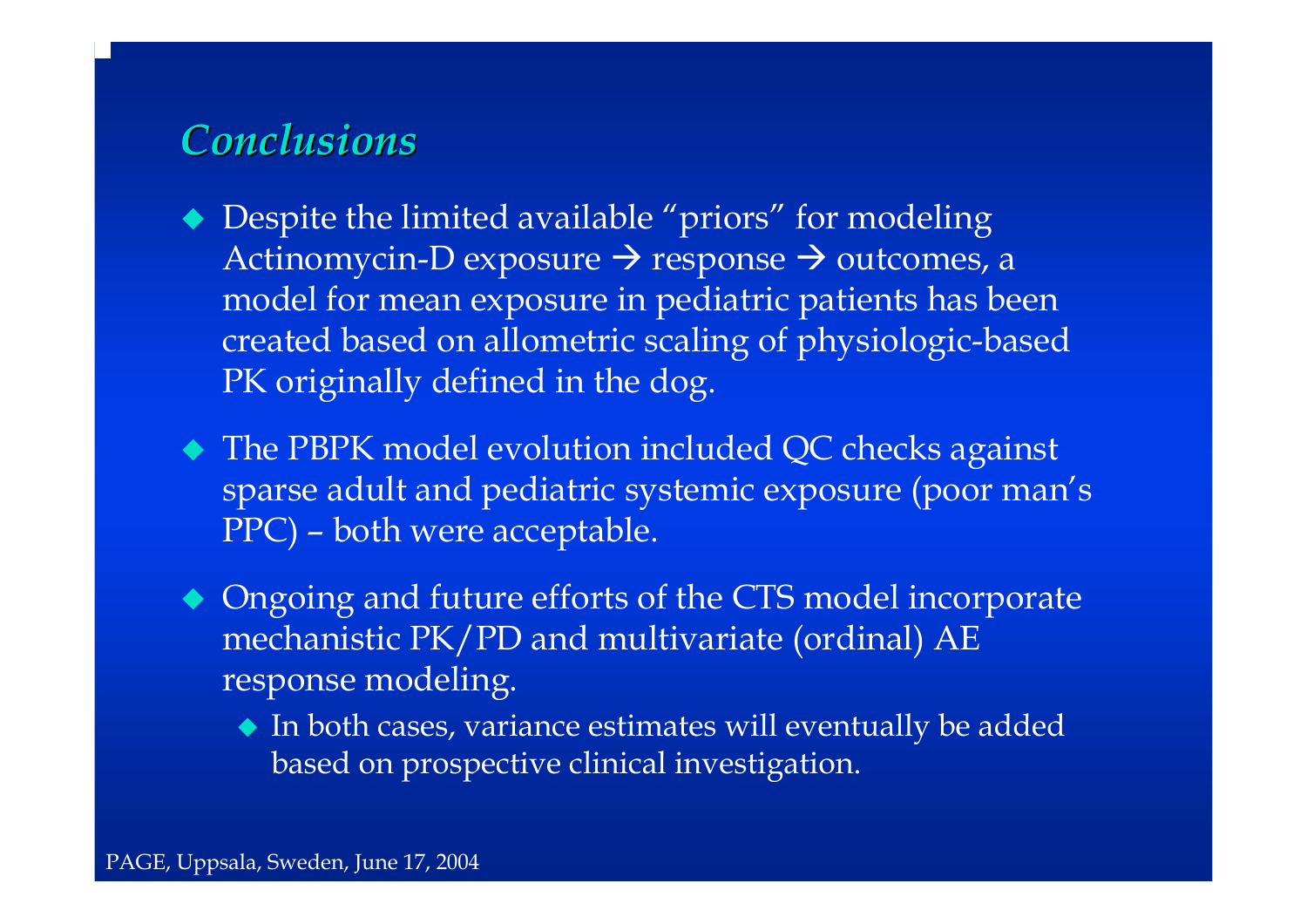## *Conclusions*

- Despite the limited available "priors" for modeling Actinomycin-D exposure → response → outcomes, a model for mean exposure in pediatric patients has been created based on allometric scaling of physiologic-based PK originally defined in the dog.
- The PBPK model evolution included QC checks against sparse adult and pediatric systemic exposure (poor man's PPC) – both were acceptable.
- Ongoing and future efforts of the CTS model incorporate mechanistic PK/PD and multivariate (ordinal) AE response modeling.
  - In both cases, variance estimates will eventually be added based on prospective clinical investigation.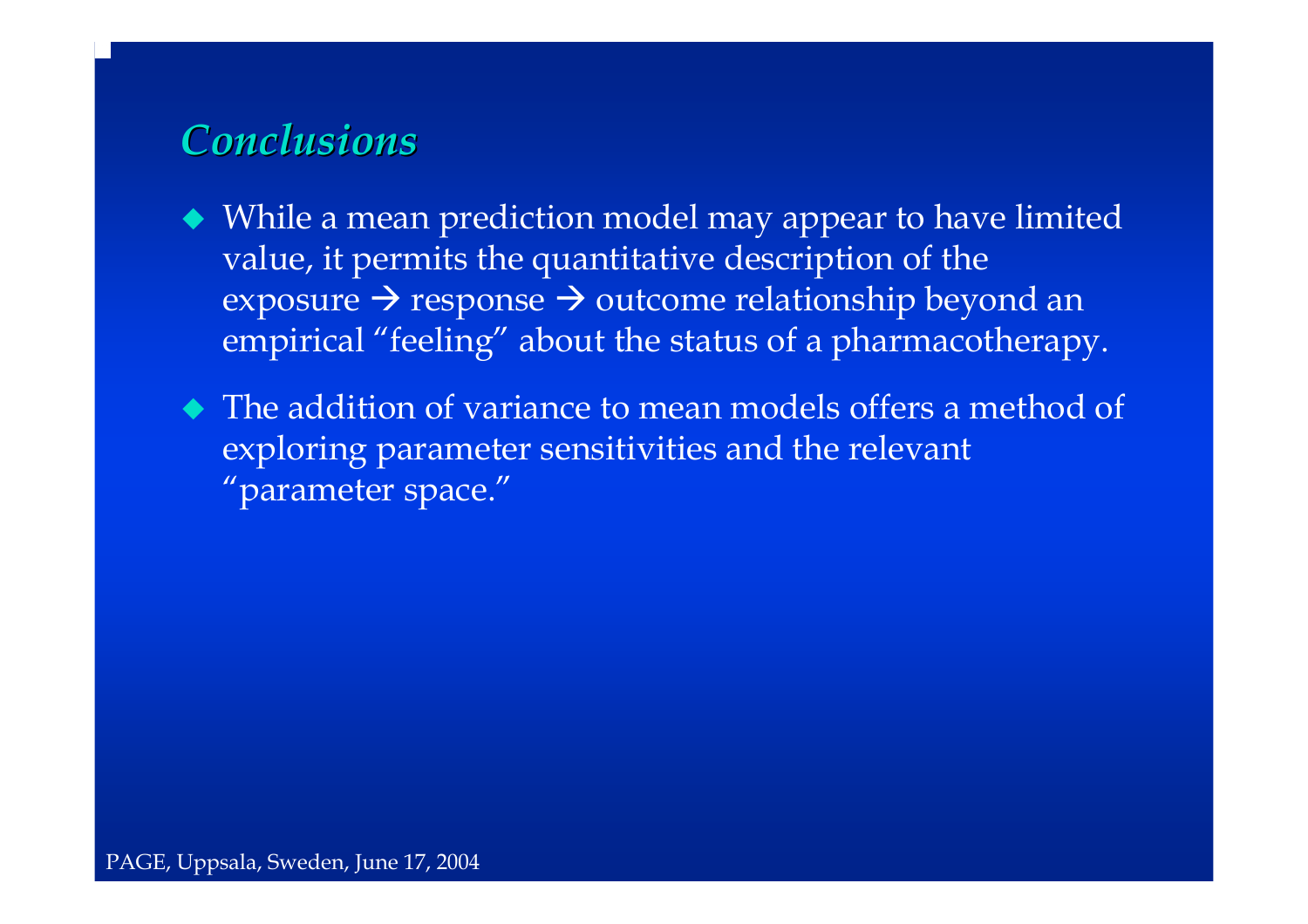## *Conclusions*

- While a mean prediction model may appear to have limited value, it permits the quantitative description of the exposure → response → outcome relationship beyond an empirical "feeling" about the status of a pharmacotherapy.
- The addition of variance to mean models offers a method of exploring parameter sensitivities and the relevant "parameter space."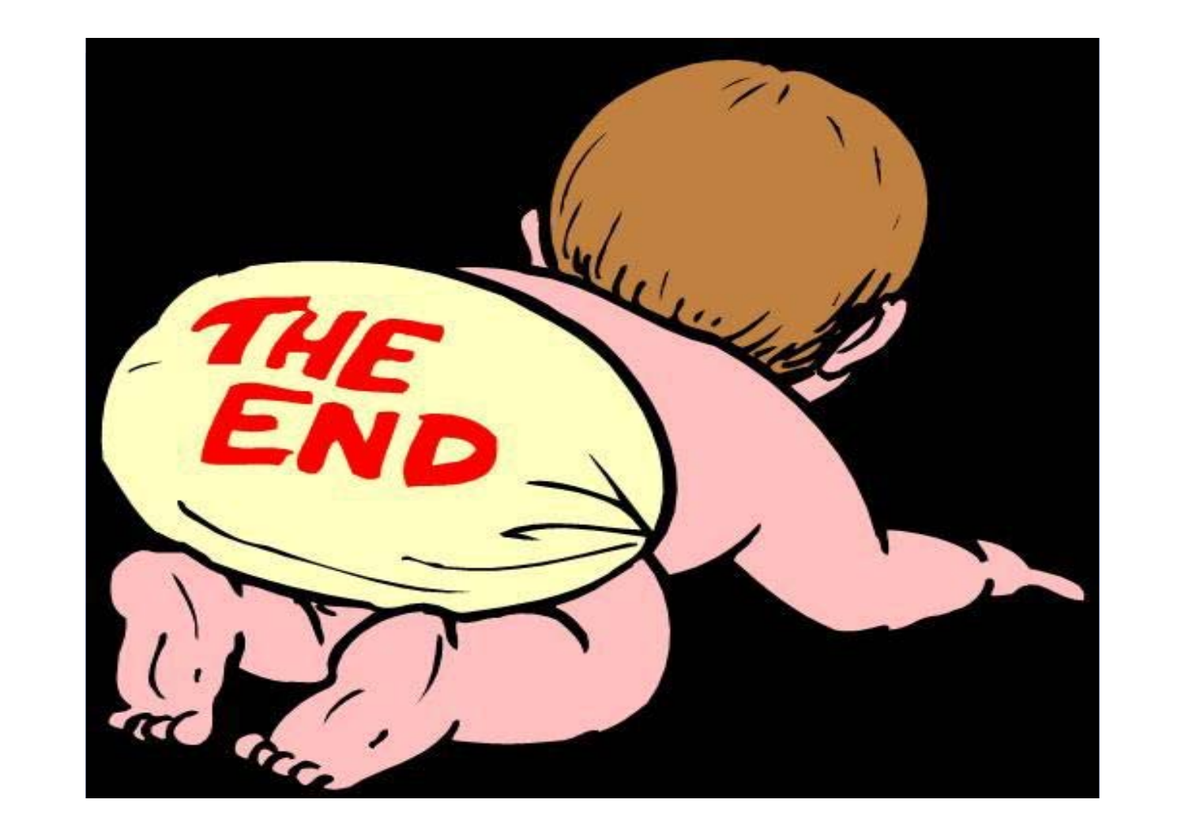THE END